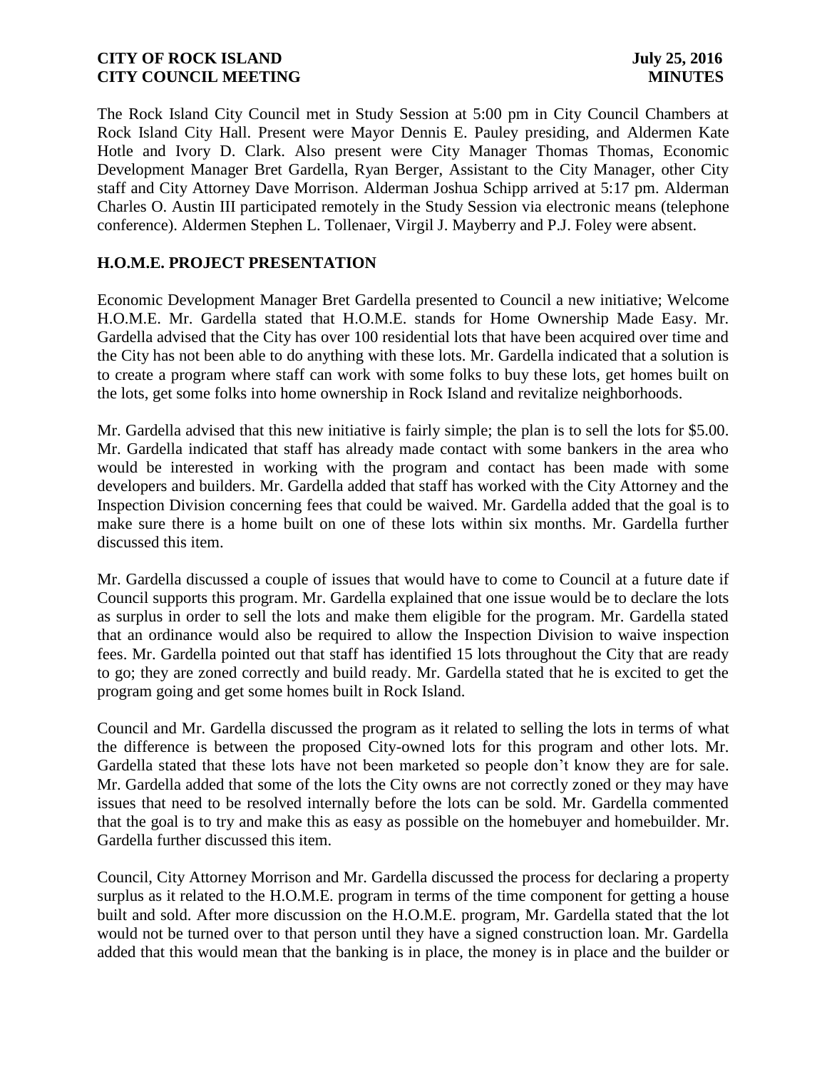The Rock Island City Council met in Study Session at 5:00 pm in City Council Chambers at Rock Island City Hall. Present were Mayor Dennis E. Pauley presiding, and Aldermen Kate Hotle and Ivory D. Clark. Also present were City Manager Thomas Thomas, Economic Development Manager Bret Gardella, Ryan Berger, Assistant to the City Manager, other City staff and City Attorney Dave Morrison. Alderman Joshua Schipp arrived at 5:17 pm. Alderman Charles O. Austin III participated remotely in the Study Session via electronic means (telephone conference). Aldermen Stephen L. Tollenaer, Virgil J. Mayberry and P.J. Foley were absent.

## H.O.M.E. PROJECT PRESENTATION

Economic Development Manager Bret Gardella presented to Council a new initiative; Welcome H.O.M.E. Mr. Gardella stated that H.O.M.E. stands for Home Ownership Made Easy. Mr. Gardella advised that the City has over 100 residential lots that have been acquired over time and the City has not been able to do anything with these lots. Mr. Gardella indicated that a solution is to create a program where staff can work with some folks to buy these lots, get homes built on the lots, get some folks into home ownership in Rock Island and revitalize neighborhoods.

Mr. Gardella advised that this new initiative is fairly simple; the plan is to sell the lots for $5.00. Mr. Gardella indicated that staff has already made contact with some bankers in the area who would be interested in working with the program and contact has been made with some developers and builders. Mr. Gardella added that staff has worked with the City Attorney and the Inspection Division concerning fees that could be waived. Mr. Gardella added that the goal is to make sure there is a home built on one of these lots within six months. Mr. Gardella further discussed this item.

Mr. Gardella discussed a couple of issues that would have to come to Council at a future date if Council supports this program. Mr. Gardella explained that one issue would be to declare the lots as surplus in order to sell the lots and make them eligible for the program. Mr. Gardella stated that an ordinance would also be required to allow the Inspection Division to waive inspection fees. Mr. Gardella pointed out that staff has identified 15 lots throughout the City that are ready to go; they are zoned correctly and build ready. Mr. Gardella stated that he is excited to get the program going and get some homes built in Rock Island.

Council and Mr. Gardella discussed the program as it related to selling the lots in terms of what the difference is between the proposed City-owned lots for this program and other lots. Mr. Gardella stated that these lots have not been marketed so people don't know they are for sale. Mr. Gardella added that some of the lots the City owns are not correctly zoned or they may have issues that need to be resolved internally before the lots can be sold. Mr. Gardella commented that the goal is to try and make this as easy as possible on the homebuyer and homebuilder. Mr. Gardella further discussed this item.

Council, City Attorney Morrison and Mr. Gardella discussed the process for declaring a property surplus as it related to the H.O.M.E. program in terms of the time component for getting a house built and sold. After more discussion on the H.O.M.E. program, Mr. Gardella stated that the lot would not be turned over to that person until they have a signed construction loan. Mr. Gardella added that this would mean that the banking is in place, the money is in place and the builder or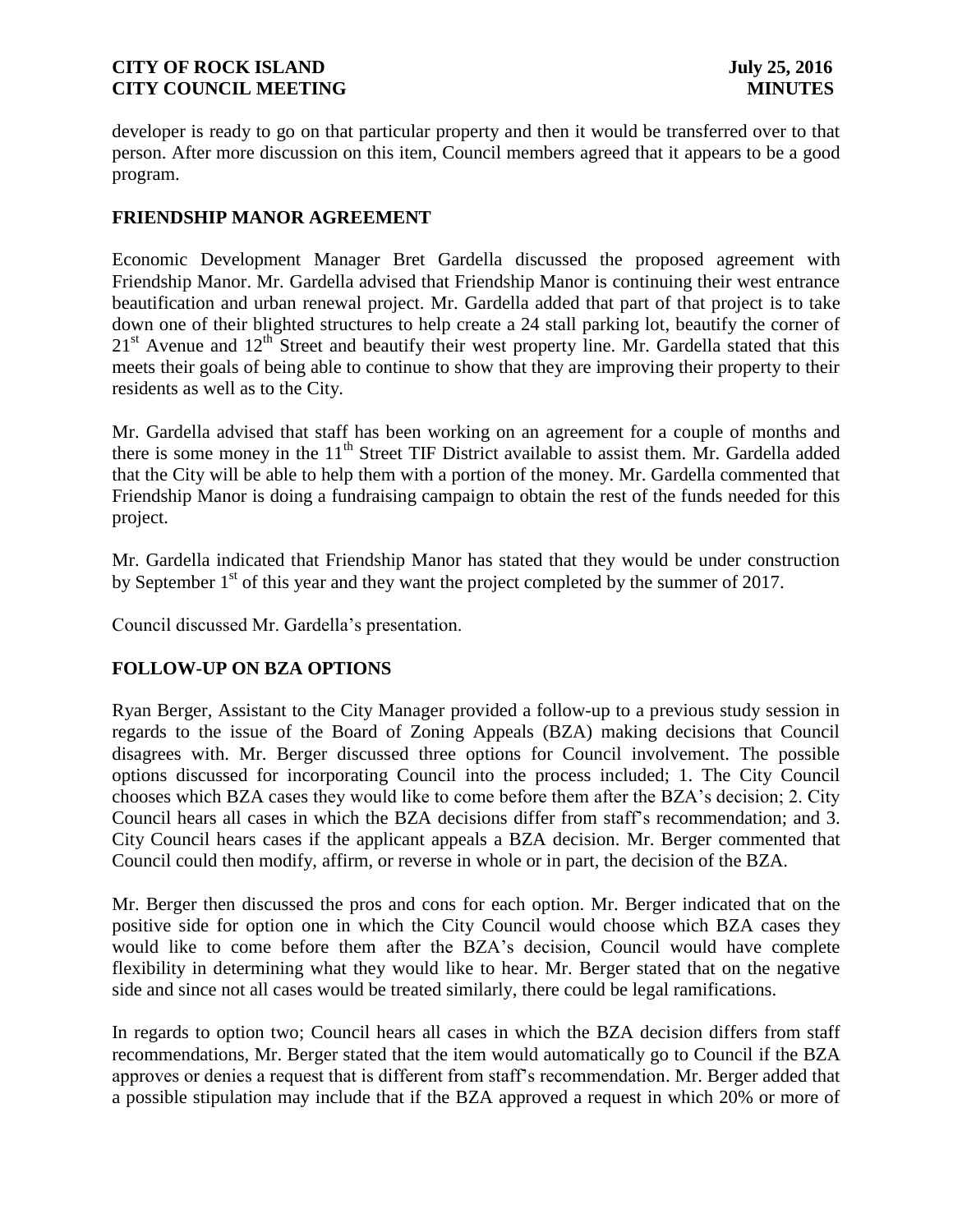developer is ready to go on that particular property and then it would be transferred over to that person. After more discussion on this item, Council members agreed that it appears to be a good program.

## FRIENDSHIP MANOR AGREEMENT

Economic Development Manager Bret Gardella discussed the proposed agreement with Friendship Manor. Mr. Gardella advised that Friendship Manor is continuing their west entrance beautification and urban renewal project. Mr. Gardella added that part of that project is to take down one of their blighted structures to help create a 24 stall parking lot, beautify the corner of 21st Avenue and 12th Street and beautify their west property line. Mr. Gardella stated that this meets their goals of being able to continue to show that they are improving their property to their residents as well as to the City.

Mr. Gardella advised that staff has been working on an agreement for a couple of months and there is some money in the 11th Street TIF District available to assist them. Mr. Gardella added that the City will be able to help them with a portion of the money. Mr. Gardella commented that Friendship Manor is doing a fundraising campaign to obtain the rest of the funds needed for this project.

Mr. Gardella indicated that Friendship Manor has stated that they would be under construction by September 1st of this year and they want the project completed by the summer of 2017.

Council discussed Mr. Gardella's presentation.

## FOLLOW-UP ON BZA OPTIONS

Ryan Berger, Assistant to the City Manager provided a follow-up to a previous study session in regards to the issue of the Board of Zoning Appeals (BZA) making decisions that Council disagrees with. Mr. Berger discussed three options for Council involvement. The possible options discussed for incorporating Council into the process included; 1. The City Council chooses which BZA cases they would like to come before them after the BZA's decision; 2. City Council hears all cases in which the BZA decisions differ from staff's recommendation; and 3. City Council hears cases if the applicant appeals a BZA decision. Mr. Berger commented that Council could then modify, affirm, or reverse in whole or in part, the decision of the BZA.

Mr. Berger then discussed the pros and cons for each option. Mr. Berger indicated that on the positive side for option one in which the City Council would choose which BZA cases they would like to come before them after the BZA's decision, Council would have complete flexibility in determining what they would like to hear. Mr. Berger stated that on the negative side and since not all cases would be treated similarly, there could be legal ramifications.

In regards to option two; Council hears all cases in which the BZA decision differs from staff recommendations, Mr. Berger stated that the item would automatically go to Council if the BZA approves or denies a request that is different from staff's recommendation. Mr. Berger added that a possible stipulation may include that if the BZA approved a request in which 20% or more of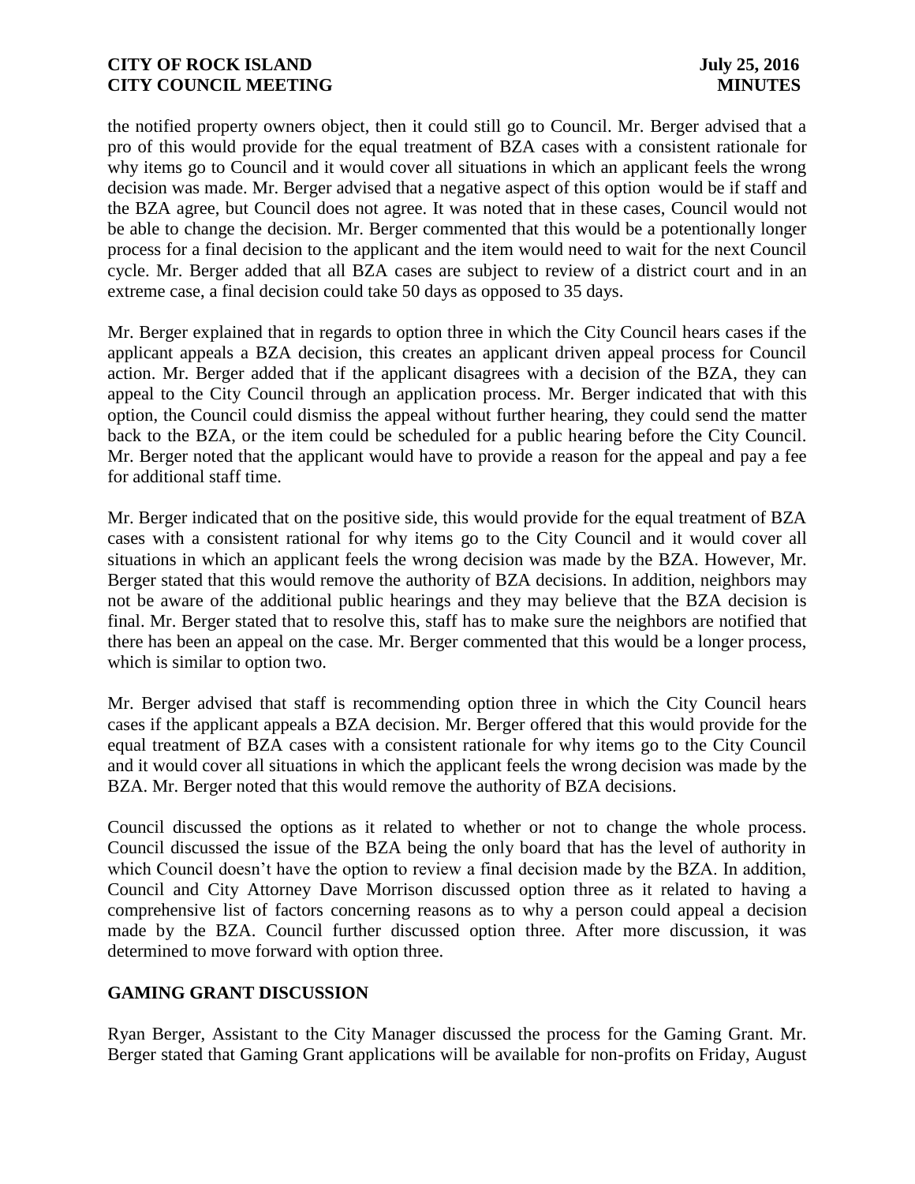the notified property owners object, then it could still go to Council. Mr. Berger advised that a pro of this would provide for the equal treatment of BZA cases with a consistent rationale for why items go to Council and it would cover all situations in which an applicant feels the wrong decision was made. Mr. Berger advised that a negative aspect of this option would be if staff and the BZA agree, but Council does not agree. It was noted that in these cases, Council would not be able to change the decision. Mr. Berger commented that this would be a potentionally longer process for a final decision to the applicant and the item would need to wait for the next Council cycle. Mr. Berger added that all BZA cases are subject to review of a district court and in an extreme case, a final decision could take 50 days as opposed to 35 days.

Mr. Berger explained that in regards to option three in which the City Council hears cases if the applicant appeals a BZA decision, this creates an applicant driven appeal process for Council action. Mr. Berger added that if the applicant disagrees with a decision of the BZA, they can appeal to the City Council through an application process. Mr. Berger indicated that with this option, the Council could dismiss the appeal without further hearing, they could send the matter back to the BZA, or the item could be scheduled for a public hearing before the City Council. Mr. Berger noted that the applicant would have to provide a reason for the appeal and pay a fee for additional staff time.

Mr. Berger indicated that on the positive side, this would provide for the equal treatment of BZA cases with a consistent rational for why items go to the City Council and it would cover all situations in which an applicant feels the wrong decision was made by the BZA. However, Mr. Berger stated that this would remove the authority of BZA decisions. In addition, neighbors may not be aware of the additional public hearings and they may believe that the BZA decision is final. Mr. Berger stated that to resolve this, staff has to make sure the neighbors are notified that there has been an appeal on the case. Mr. Berger commented that this would be a longer process, which is similar to option two.

Mr. Berger advised that staff is recommending option three in which the City Council hears cases if the applicant appeals a BZA decision. Mr. Berger offered that this would provide for the equal treatment of BZA cases with a consistent rationale for why items go to the City Council and it would cover all situations in which the applicant feels the wrong decision was made by the BZA. Mr. Berger noted that this would remove the authority of BZA decisions.

Council discussed the options as it related to whether or not to change the whole process. Council discussed the issue of the BZA being the only board that has the level of authority in which Council doesn't have the option to review a final decision made by the BZA. In addition, Council and City Attorney Dave Morrison discussed option three as it related to having a comprehensive list of factors concerning reasons as to why a person could appeal a decision made by the BZA. Council further discussed option three. After more discussion, it was determined to move forward with option three.

## GAMING GRANT DISCUSSION

Ryan Berger, Assistant to the City Manager discussed the process for the Gaming Grant. Mr. Berger stated that Gaming Grant applications will be available for non-profits on Friday, August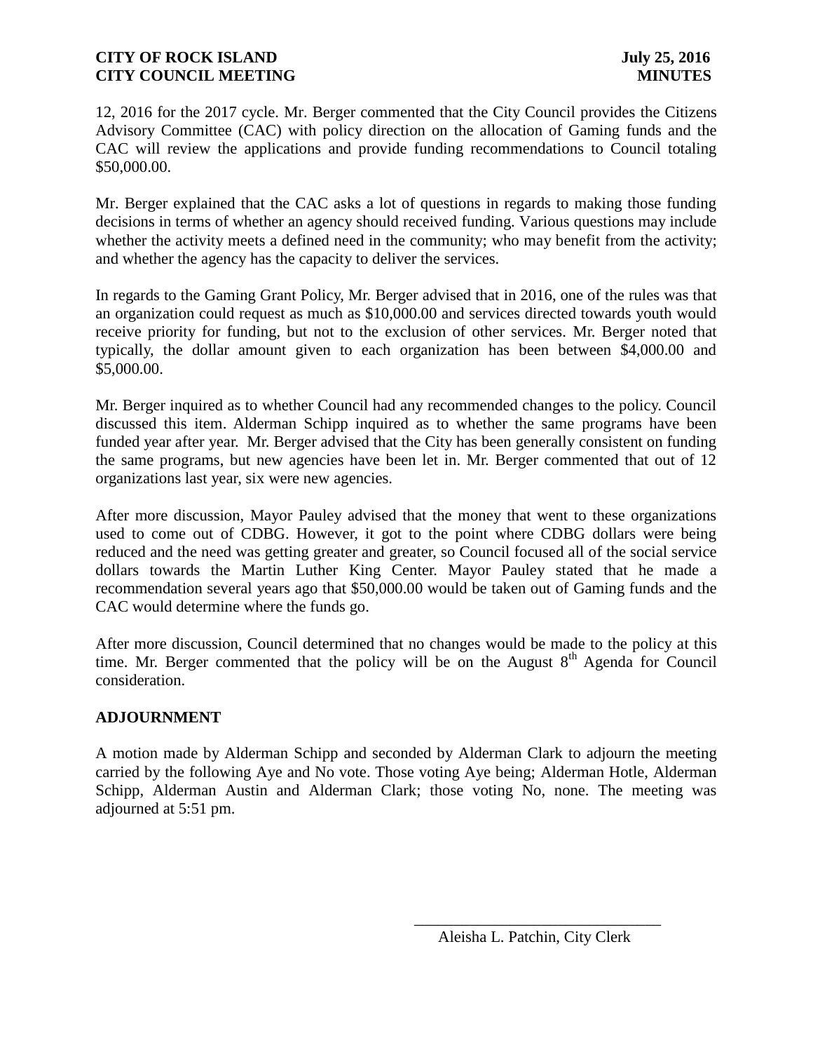12, 2016 for the 2017 cycle. Mr. Berger commented that the City Council provides the Citizens Advisory Committee (CAC) with policy direction on the allocation of Gaming funds and the CAC will review the applications and provide funding recommendations to Council totaling $50,000.00.

Mr. Berger explained that the CAC asks a lot of questions in regards to making those funding decisions in terms of whether an agency should received funding. Various questions may include whether the activity meets a defined need in the community; who may benefit from the activity; and whether the agency has the capacity to deliver the services.

In regards to the Gaming Grant Policy, Mr. Berger advised that in 2016, one of the rules was that an organization could request as much as $10,000.00 and services directed towards youth would receive priority for funding, but not to the exclusion of other services. Mr. Berger noted that typically, the dollar amount given to each organization has been between $4,000.00 and $5,000.00.

Mr. Berger inquired as to whether Council had any recommended changes to the policy. Council discussed this item. Alderman Schipp inquired as to whether the same programs have been funded year after year. Mr. Berger advised that the City has been generally consistent on funding the same programs, but new agencies have been let in. Mr. Berger commented that out of 12 organizations last year, six were new agencies.

After more discussion, Mayor Pauley advised that the money that went to these organizations used to come out of CDBG. However, it got to the point where CDBG dollars were being reduced and the need was getting greater and greater, so Council focused all of the social service dollars towards the Martin Luther King Center. Mayor Pauley stated that he made a recommendation several years ago that $50,000.00 would be taken out of Gaming funds and the CAC would determine where the funds go.

After more discussion, Council determined that no changes would be made to the policy at this time. Mr. Berger commented that the policy will be on the August 8th Agenda for Council consideration.

**ADJOURNMENT**

A motion made by Alderman Schipp and seconded by Alderman Clark to adjourn the meeting carried by the following Aye and No vote. Those voting Aye being; Alderman Hotle, Alderman Schipp, Alderman Austin and Alderman Clark; those voting No, none. The meeting was adjourned at 5:51 pm.

\_\_\_\_\_\_\_\_\_\_\_\_\_\_\_\_\_\_\_\_\_\_\_\_\_\_\_\_\_\_\_\_

Aleisha L. Patchin, City Clerk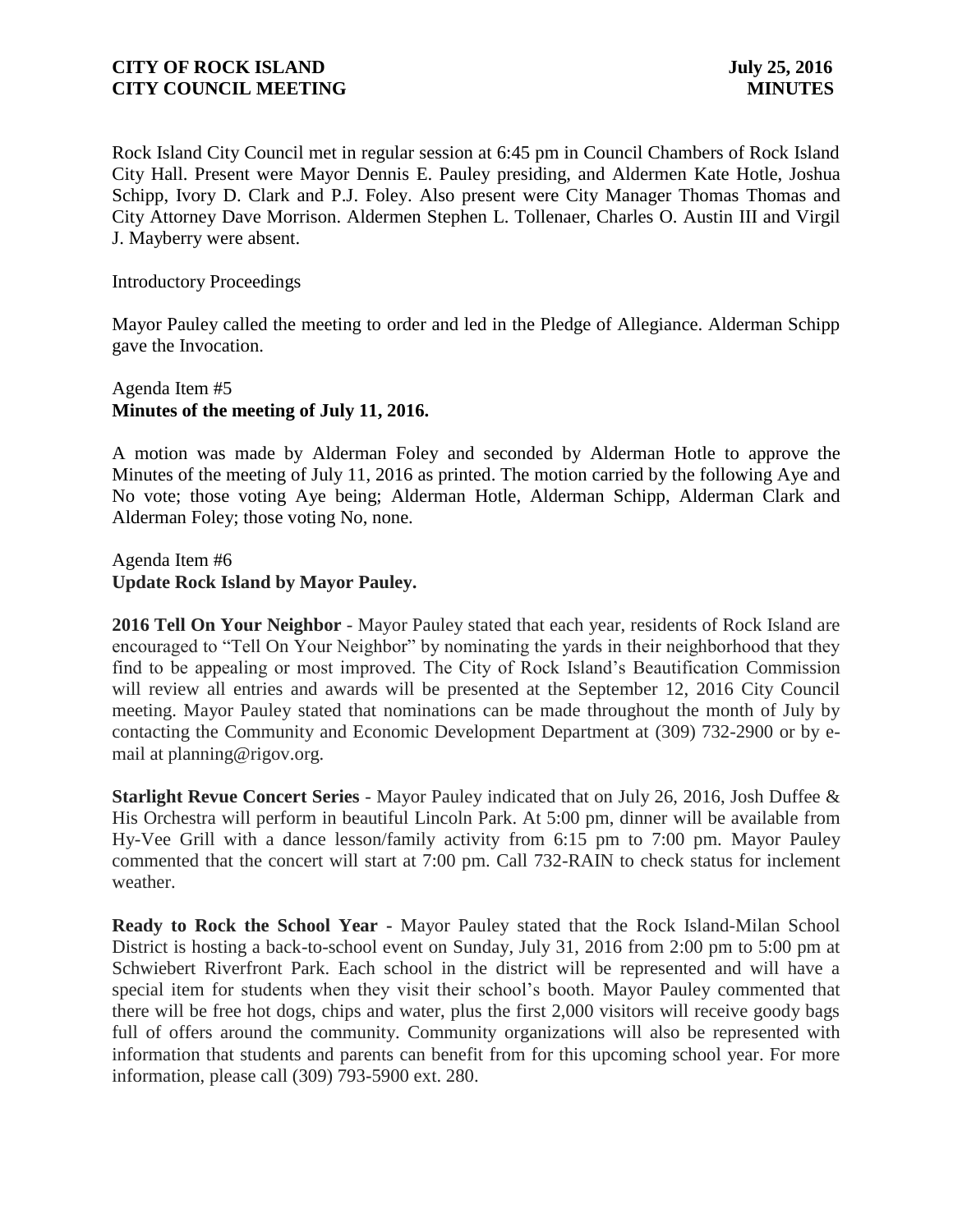Rock Island City Council met in regular session at 6:45 pm in Council Chambers of Rock Island City Hall. Present were Mayor Dennis E. Pauley presiding, and Aldermen Kate Hotle, Joshua Schipp, Ivory D. Clark and P.J. Foley. Also present were City Manager Thomas Thomas and City Attorney Dave Morrison. Aldermen Stephen L. Tollenaer, Charles O. Austin III and Virgil J. Mayberry were absent.

Introductory Proceedings

Mayor Pauley called the meeting to order and led in the Pledge of Allegiance. Alderman Schipp gave the Invocation.

Agenda Item #5
**Minutes of the meeting of July 11, 2016.**

A motion was made by Alderman Foley and seconded by Alderman Hotle to approve the Minutes of the meeting of July 11, 2016 as printed. The motion carried by the following Aye and No vote; those voting Aye being; Alderman Hotle, Alderman Schipp, Alderman Clark and Alderman Foley; those voting No, none.

Agenda Item #6
**Update Rock Island by Mayor Pauley.**

**2016 Tell On Your Neighbor** - Mayor Pauley stated that each year, residents of Rock Island are encouraged to "Tell On Your Neighbor" by nominating the yards in their neighborhood that they find to be appealing or most improved. The City of Rock Island's Beautification Commission will review all entries and awards will be presented at the September 12, 2016 City Council meeting. Mayor Pauley stated that nominations can be made throughout the month of July by contacting the Community and Economic Development Department at (309) 732-2900 or by e-mail at planning@rigov.org.

**Starlight Revue Concert Series** - Mayor Pauley indicated that on July 26, 2016, Josh Duffee & His Orchestra will perform in beautiful Lincoln Park. At 5:00 pm, dinner will be available from Hy-Vee Grill with a dance lesson/family activity from 6:15 pm to 7:00 pm. Mayor Pauley commented that the concert will start at 7:00 pm. Call 732-RAIN to check status for inclement weather.

**Ready to Rock the School Year** - Mayor Pauley stated that the Rock Island-Milan School District is hosting a back-to-school event on Sunday, July 31, 2016 from 2:00 pm to 5:00 pm at Schwiebert Riverfront Park. Each school in the district will be represented and will have a special item for students when they visit their school's booth. Mayor Pauley commented that there will be free hot dogs, chips and water, plus the first 2,000 visitors will receive goody bags full of offers around the community. Community organizations will also be represented with information that students and parents can benefit from for this upcoming school year. For more information, please call (309) 793-5900 ext. 280.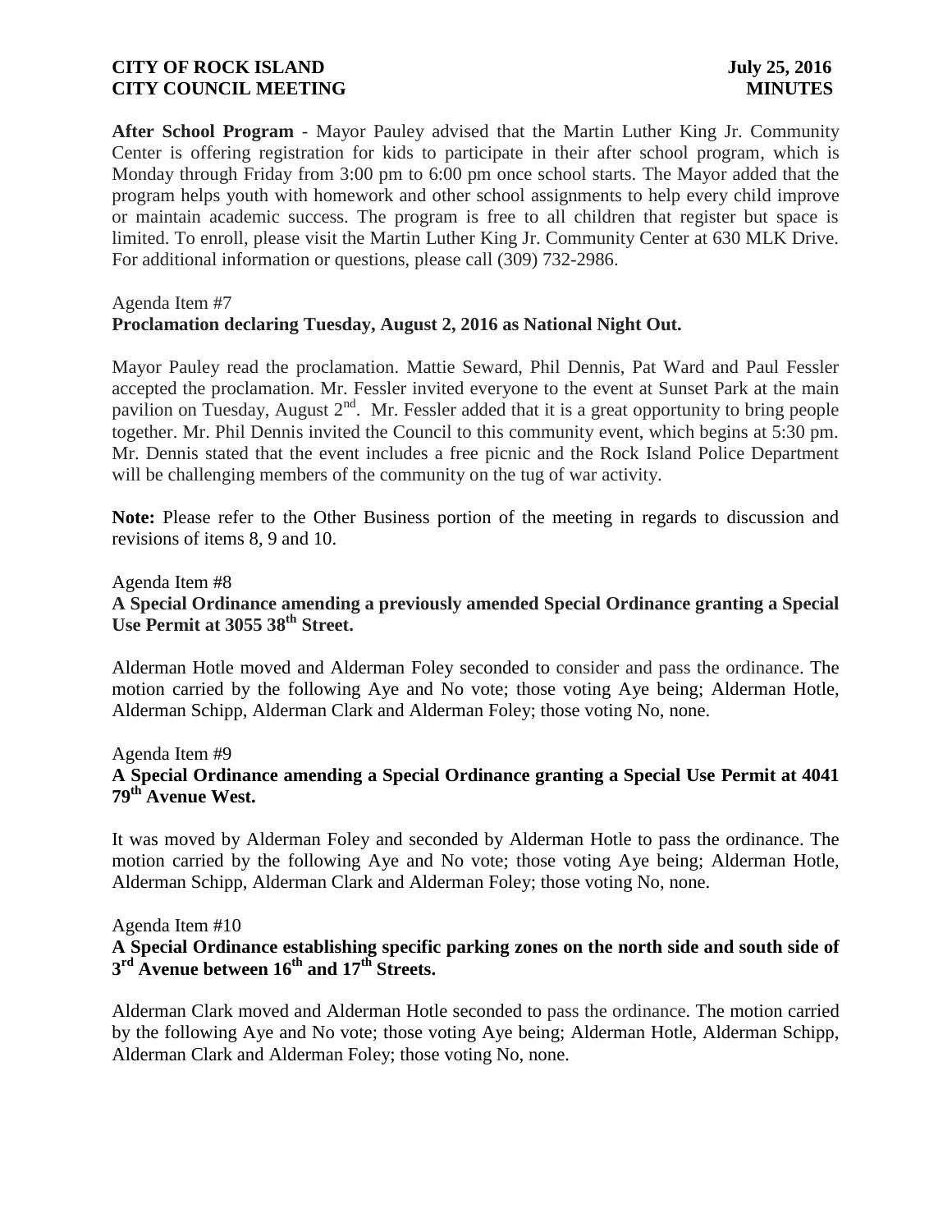**After School Program** - Mayor Pauley advised that the Martin Luther King Jr. Community Center is offering registration for kids to participate in their after school program, which is Monday through Friday from 3:00 pm to 6:00 pm once school starts. The Mayor added that the program helps youth with homework and other school assignments to help every child improve or maintain academic success. The program is free to all children that register but space is limited. To enroll, please visit the Martin Luther King Jr. Community Center at 630 MLK Drive. For additional information or questions, please call (309) 732-2986.

Agenda Item #7

**Proclamation declaring Tuesday, August 2, 2016 as National Night Out.**

Mayor Pauley read the proclamation. Mattie Seward, Phil Dennis, Pat Ward and Paul Fessler accepted the proclamation. Mr. Fessler invited everyone to the event at Sunset Park at the main pavilion on Tuesday, August 2nd. Mr. Fessler added that it is a great opportunity to bring people together. Mr. Phil Dennis invited the Council to this community event, which begins at 5:30 pm. Mr. Dennis stated that the event includes a free picnic and the Rock Island Police Department will be challenging members of the community on the tug of war activity.

**Note:** Please refer to the Other Business portion of the meeting in regards to discussion and revisions of items 8, 9 and 10.

Agenda Item #8

**A Special Ordinance amending a previously amended Special Ordinance granting a Special Use Permit at 3055 38th Street.**

Alderman Hotle moved and Alderman Foley seconded to consider and pass the ordinance. The motion carried by the following Aye and No vote; those voting Aye being; Alderman Hotle, Alderman Schipp, Alderman Clark and Alderman Foley; those voting No, none.

Agenda Item #9

**A Special Ordinance amending a Special Ordinance granting a Special Use Permit at 4041 79th Avenue West.**

It was moved by Alderman Foley and seconded by Alderman Hotle to pass the ordinance. The motion carried by the following Aye and No vote; those voting Aye being; Alderman Hotle, Alderman Schipp, Alderman Clark and Alderman Foley; those voting No, none.

Agenda Item #10

**A Special Ordinance establishing specific parking zones on the north side and south side of 3rd Avenue between 16th and 17th Streets.**

Alderman Clark moved and Alderman Hotle seconded to pass the ordinance. The motion carried by the following Aye and No vote; those voting Aye being; Alderman Hotle, Alderman Schipp, Alderman Clark and Alderman Foley; those voting No, none.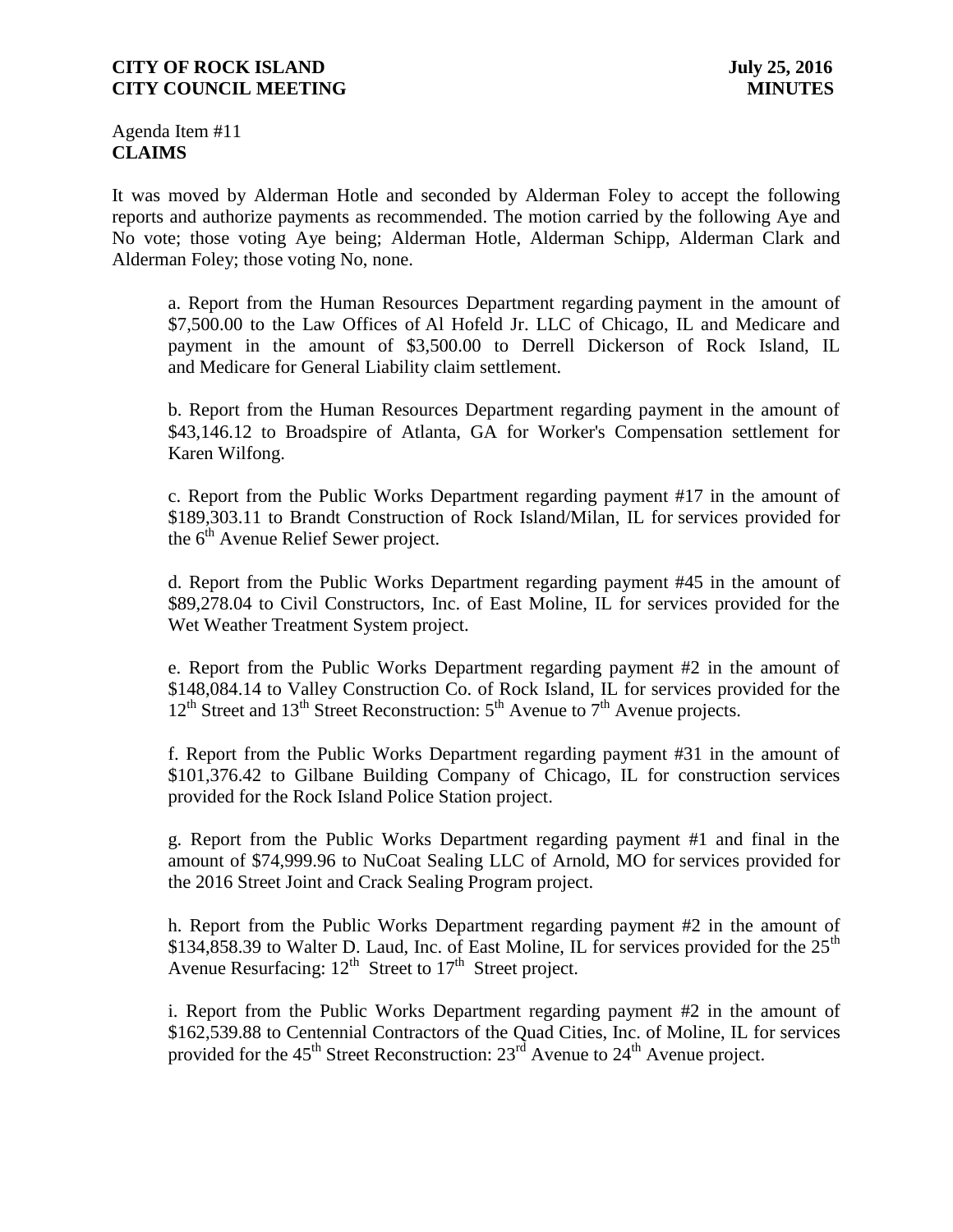Agenda Item #11
**CLAIMS**

It was moved by Alderman Hotle and seconded by Alderman Foley to accept the following reports and authorize payments as recommended. The motion carried by the following Aye and No vote; those voting Aye being; Alderman Hotle, Alderman Schipp, Alderman Clark and Alderman Foley; those voting No, none.

a. Report from the Human Resources Department regarding payment in the amount of $7,500.00 to the Law Offices of Al Hofeld Jr. LLC of Chicago, IL and Medicare and payment in the amount of $3,500.00 to Derrell Dickerson of Rock Island, IL and Medicare for General Liability claim settlement.

b. Report from the Human Resources Department regarding payment in the amount of $43,146.12 to Broadspire of Atlanta, GA for Worker's Compensation settlement for Karen Wilfong.

c. Report from the Public Works Department regarding payment #17 in the amount of $189,303.11 to Brandt Construction of Rock Island/Milan, IL for services provided for the 6th Avenue Relief Sewer project.

d. Report from the Public Works Department regarding payment #45 in the amount of $89,278.04 to Civil Constructors, Inc. of East Moline, IL for services provided for the Wet Weather Treatment System project.

e. Report from the Public Works Department regarding payment #2 in the amount of $148,084.14 to Valley Construction Co. of Rock Island, IL for services provided for the 12th Street and 13th Street Reconstruction: 5th Avenue to 7th Avenue projects.

f. Report from the Public Works Department regarding payment #31 in the amount of $101,376.42 to Gilbane Building Company of Chicago, IL for construction services provided for the Rock Island Police Station project.

g. Report from the Public Works Department regarding payment #1 and final in the amount of $74,999.96 to NuCoat Sealing LLC of Arnold, MO for services provided for the 2016 Street Joint and Crack Sealing Program project.

h. Report from the Public Works Department regarding payment #2 in the amount of $134,858.39 to Walter D. Laud, Inc. of East Moline, IL for services provided for the 25th Avenue Resurfacing: 12th Street to 17th Street project.

i. Report from the Public Works Department regarding payment #2 in the amount of $162,539.88 to Centennial Contractors of the Quad Cities, Inc. of Moline, IL for services provided for the 45th Street Reconstruction: 23rd Avenue to 24th Avenue project.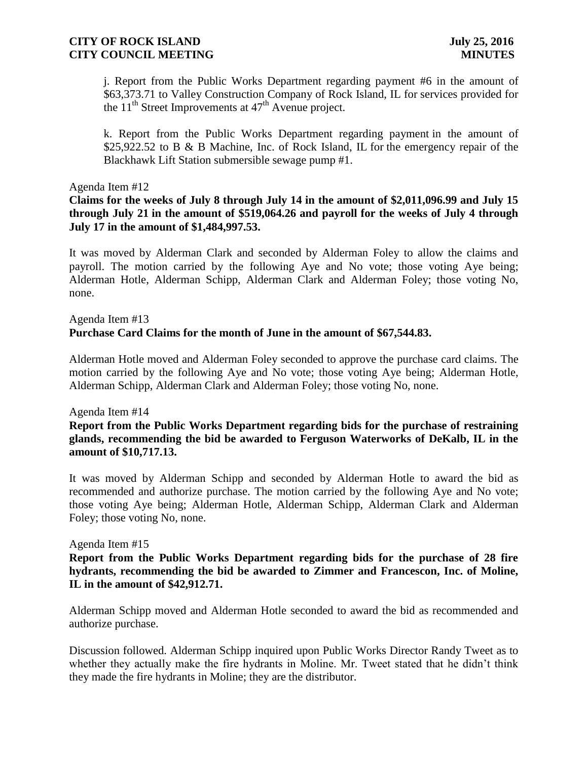j. Report from the Public Works Department regarding payment #6 in the amount of $63,373.71 to Valley Construction Company of Rock Island, IL for services provided for the 11th Street Improvements at 47th Avenue project.

k. Report from the Public Works Department regarding payment in the amount of $25,922.52 to B & B Machine, Inc. of Rock Island, IL for the emergency repair of the Blackhawk Lift Station submersible sewage pump #1.

Agenda Item #12

**Claims for the weeks of July 8 through July 14 in the amount of $2,011,096.99 and July 15 through July 21 in the amount of $519,064.26 and payroll for the weeks of July 4 through July 17 in the amount of $1,484,997.53.**

It was moved by Alderman Clark and seconded by Alderman Foley to allow the claims and payroll. The motion carried by the following Aye and No vote; those voting Aye being; Alderman Hotle, Alderman Schipp, Alderman Clark and Alderman Foley; those voting No, none.

Agenda Item #13

**Purchase Card Claims for the month of June in the amount of $67,544.83.**

Alderman Hotle moved and Alderman Foley seconded to approve the purchase card claims. The motion carried by the following Aye and No vote; those voting Aye being; Alderman Hotle, Alderman Schipp, Alderman Clark and Alderman Foley; those voting No, none.

Agenda Item #14

**Report from the Public Works Department regarding bids for the purchase of restraining glands, recommending the bid be awarded to Ferguson Waterworks of DeKalb, IL in the amount of $10,717.13.**

It was moved by Alderman Schipp and seconded by Alderman Hotle to award the bid as recommended and authorize purchase. The motion carried by the following Aye and No vote; those voting Aye being; Alderman Hotle, Alderman Schipp, Alderman Clark and Alderman Foley; those voting No, none.

Agenda Item #15

**Report from the Public Works Department regarding bids for the purchase of 28 fire hydrants, recommending the bid be awarded to Zimmer and Francescon, Inc. of Moline, IL in the amount of $42,912.71.**

Alderman Schipp moved and Alderman Hotle seconded to award the bid as recommended and authorize purchase.

Discussion followed. Alderman Schipp inquired upon Public Works Director Randy Tweet as to whether they actually make the fire hydrants in Moline. Mr. Tweet stated that he didn't think they made the fire hydrants in Moline; they are the distributor.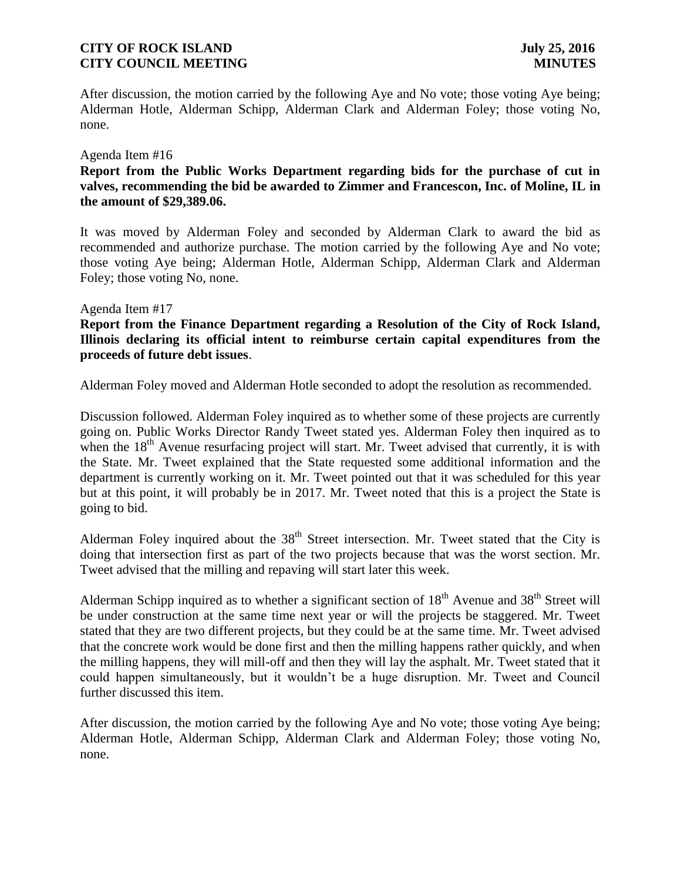After discussion, the motion carried by the following Aye and No vote; those voting Aye being; Alderman Hotle, Alderman Schipp, Alderman Clark and Alderman Foley; those voting No, none.

Agenda Item #16

**Report from the Public Works Department regarding bids for the purchase of cut in valves, recommending the bid be awarded to Zimmer and Francescon, Inc. of Moline, IL in the amount of $29,389.06.**

It was moved by Alderman Foley and seconded by Alderman Clark to award the bid as recommended and authorize purchase. The motion carried by the following Aye and No vote; those voting Aye being; Alderman Hotle, Alderman Schipp, Alderman Clark and Alderman Foley; those voting No, none.

Agenda Item #17

**Report from the Finance Department regarding a Resolution of the City of Rock Island, Illinois declaring its official intent to reimburse certain capital expenditures from the proceeds of future debt issues**.

Alderman Foley moved and Alderman Hotle seconded to adopt the resolution as recommended.

Discussion followed. Alderman Foley inquired as to whether some of these projects are currently going on. Public Works Director Randy Tweet stated yes. Alderman Foley then inquired as to when the 18th Avenue resurfacing project will start. Mr. Tweet advised that currently, it is with the State. Mr. Tweet explained that the State requested some additional information and the department is currently working on it. Mr. Tweet pointed out that it was scheduled for this year but at this point, it will probably be in 2017. Mr. Tweet noted that this is a project the State is going to bid.

Alderman Foley inquired about the 38th Street intersection. Mr. Tweet stated that the City is doing that intersection first as part of the two projects because that was the worst section. Mr. Tweet advised that the milling and repaving will start later this week.

Alderman Schipp inquired as to whether a significant section of 18th Avenue and 38th Street will be under construction at the same time next year or will the projects be staggered. Mr. Tweet stated that they are two different projects, but they could be at the same time. Mr. Tweet advised that the concrete work would be done first and then the milling happens rather quickly, and when the milling happens, they will mill-off and then they will lay the asphalt. Mr. Tweet stated that it could happen simultaneously, but it wouldn't be a huge disruption. Mr. Tweet and Council further discussed this item.

After discussion, the motion carried by the following Aye and No vote; those voting Aye being; Alderman Hotle, Alderman Schipp, Alderman Clark and Alderman Foley; those voting No, none.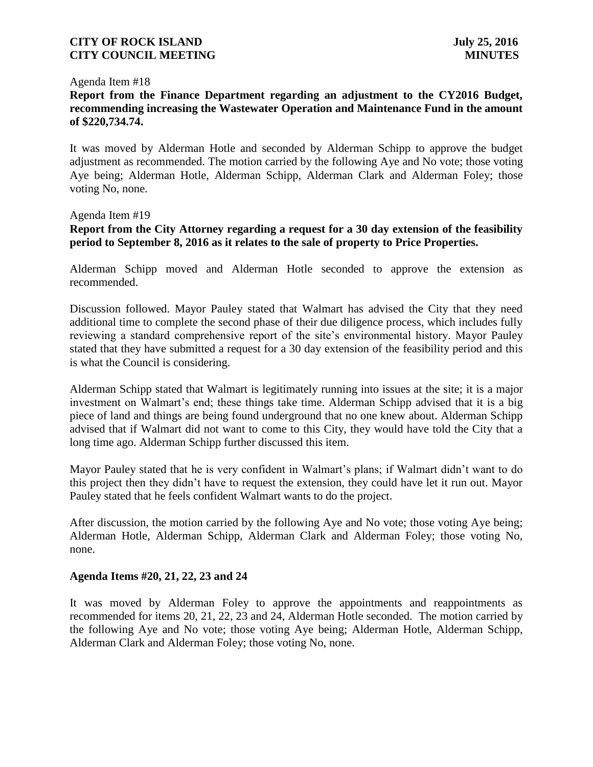Agenda Item #18

**Report from the Finance Department regarding an adjustment to the CY2016 Budget, recommending increasing the Wastewater Operation and Maintenance Fund in the amount of $220,734.74.**

It was moved by Alderman Hotle and seconded by Alderman Schipp to approve the budget adjustment as recommended. The motion carried by the following Aye and No vote; those voting Aye being; Alderman Hotle, Alderman Schipp, Alderman Clark and Alderman Foley; those voting No, none.

Agenda Item #19

**Report from the City Attorney regarding a request for a 30 day extension of the feasibility period to September 8, 2016 as it relates to the sale of property to Price Properties.**

Alderman Schipp moved and Alderman Hotle seconded to approve the extension as recommended.

Discussion followed. Mayor Pauley stated that Walmart has advised the City that they need additional time to complete the second phase of their due diligence process, which includes fully reviewing a standard comprehensive report of the site's environmental history. Mayor Pauley stated that they have submitted a request for a 30 day extension of the feasibility period and this is what the Council is considering.

Alderman Schipp stated that Walmart is legitimately running into issues at the site; it is a major investment on Walmart's end; these things take time. Alderman Schipp advised that it is a big piece of land and things are being found underground that no one knew about. Alderman Schipp advised that if Walmart did not want to come to this City, they would have told the City that a long time ago. Alderman Schipp further discussed this item.

Mayor Pauley stated that he is very confident in Walmart's plans; if Walmart didn't want to do this project then they didn't have to request the extension, they could have let it run out. Mayor Pauley stated that he feels confident Walmart wants to do the project.

After discussion, the motion carried by the following Aye and No vote; those voting Aye being; Alderman Hotle, Alderman Schipp, Alderman Clark and Alderman Foley; those voting No, none.

**Agenda Items #20, 21, 22, 23 and 24**

It was moved by Alderman Foley to approve the appointments and reappointments as recommended for items 20, 21, 22, 23 and 24, Alderman Hotle seconded. The motion carried by the following Aye and No vote; those voting Aye being; Alderman Hotle, Alderman Schipp, Alderman Clark and Alderman Foley; those voting No, none.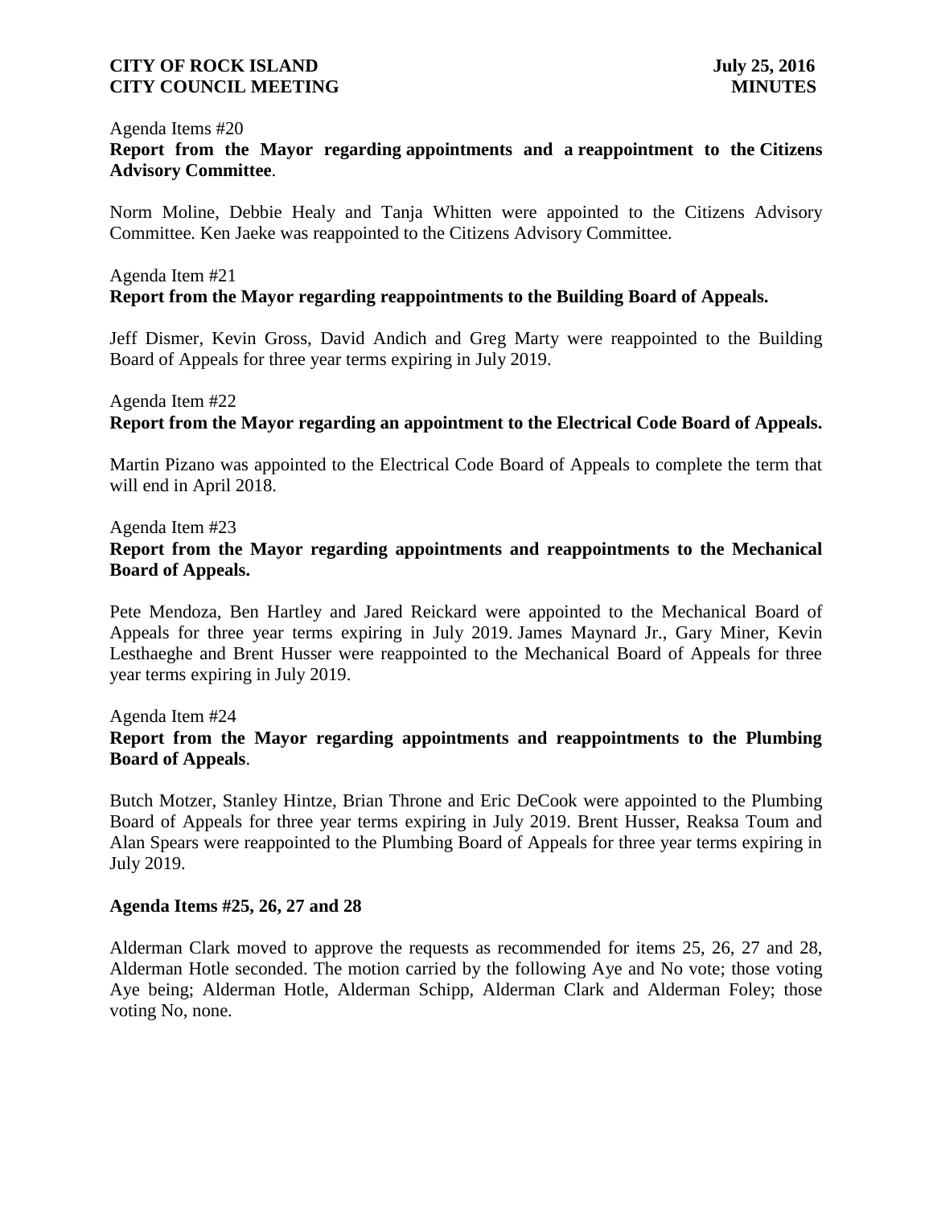Agenda Items #20

**Report from the Mayor regarding appointments and a reappointment to the Citizens Advisory Committee**.

Norm Moline, Debbie Healy and Tanja Whitten were appointed to the Citizens Advisory Committee. Ken Jaeke was reappointed to the Citizens Advisory Committee.

Agenda Item #21

**Report from the Mayor regarding reappointments to the Building Board of Appeals.**

Jeff Dismer, Kevin Gross, David Andich and Greg Marty were reappointed to the Building Board of Appeals for three year terms expiring in July 2019.

Agenda Item #22

**Report from the Mayor regarding an appointment to the Electrical Code Board of Appeals.**

Martin Pizano was appointed to the Electrical Code Board of Appeals to complete the term that will end in April 2018.

Agenda Item #23

**Report from the Mayor regarding appointments and reappointments to the Mechanical Board of Appeals.**

Pete Mendoza, Ben Hartley and Jared Reickard were appointed to the Mechanical Board of Appeals for three year terms expiring in July 2019. James Maynard Jr., Gary Miner, Kevin Lesthaeghe and Brent Husser were reappointed to the Mechanical Board of Appeals for three year terms expiring in July 2019.

Agenda Item #24

**Report from the Mayor regarding appointments and reappointments to the Plumbing Board of Appeals**.

Butch Motzer, Stanley Hintze, Brian Throne and Eric DeCook were appointed to the Plumbing Board of Appeals for three year terms expiring in July 2019. Brent Husser, Reaksa Toum and Alan Spears were reappointed to the Plumbing Board of Appeals for three year terms expiring in July 2019.

**Agenda Items #25, 26, 27 and 28**

Alderman Clark moved to approve the requests as recommended for items 25, 26, 27 and 28, Alderman Hotle seconded. The motion carried by the following Aye and No vote; those voting Aye being; Alderman Hotle, Alderman Schipp, Alderman Clark and Alderman Foley; those voting No, none.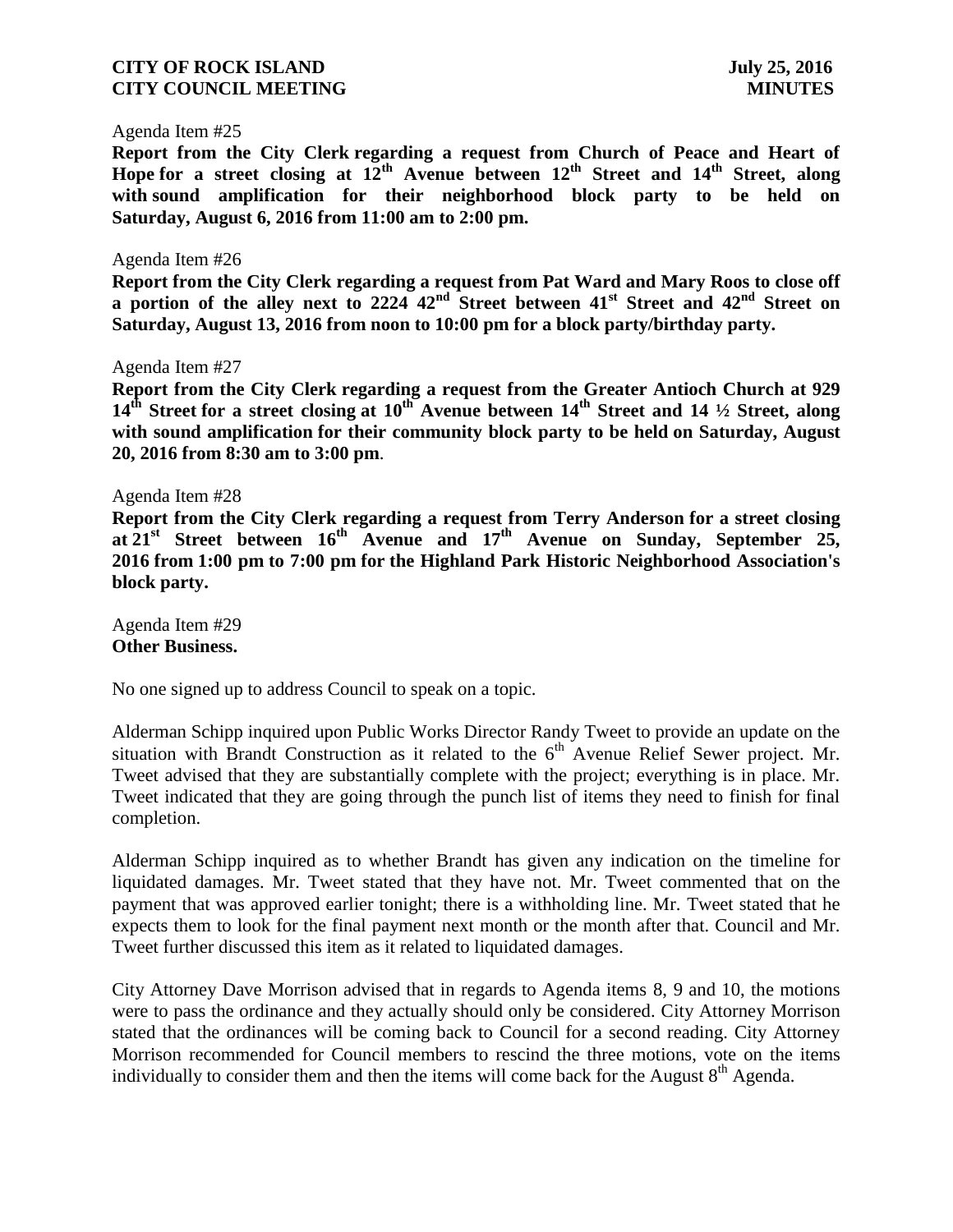Agenda Item #25

**Report from the City Clerk regarding a request from Church of Peace and Heart of Hope for a street closing at 12th Avenue between 12th Street and 14th Street, along with sound amplification for their neighborhood block party to be held on Saturday, August 6, 2016 from 11:00 am to 2:00 pm.**

Agenda Item #26

**Report from the City Clerk regarding a request from Pat Ward and Mary Roos to close off a portion of the alley next to 2224 42nd Street between 41st Street and 42nd Street on Saturday, August 13, 2016 from noon to 10:00 pm for a block party/birthday party.**

Agenda Item #27

**Report from the City Clerk regarding a request from the Greater Antioch Church at 929 14th Street for a street closing at 10th Avenue between 14th Street and 14 ½ Street, along with sound amplification for their community block party to be held on Saturday, August 20, 2016 from 8:30 am to 3:00 pm.**

Agenda Item #28

**Report from the City Clerk regarding a request from Terry Anderson for a street closing at 21st Street between 16th Avenue and 17th Avenue on Sunday, September 25, 2016 from 1:00 pm to 7:00 pm for the Highland Park Historic Neighborhood Association's block party.**

Agenda Item #29
**Other Business.**

No one signed up to address Council to speak on a topic.

Alderman Schipp inquired upon Public Works Director Randy Tweet to provide an update on the situation with Brandt Construction as it related to the 6th Avenue Relief Sewer project. Mr. Tweet advised that they are substantially complete with the project; everything is in place. Mr. Tweet indicated that they are going through the punch list of items they need to finish for final completion.

Alderman Schipp inquired as to whether Brandt has given any indication on the timeline for liquidated damages. Mr. Tweet stated that they have not. Mr. Tweet commented that on the payment that was approved earlier tonight; there is a withholding line. Mr. Tweet stated that he expects them to look for the final payment next month or the month after that. Council and Mr. Tweet further discussed this item as it related to liquidated damages.

City Attorney Dave Morrison advised that in regards to Agenda items 8, 9 and 10, the motions were to pass the ordinance and they actually should only be considered. City Attorney Morrison stated that the ordinances will be coming back to Council for a second reading. City Attorney Morrison recommended for Council members to rescind the three motions, vote on the items individually to consider them and then the items will come back for the August 8th Agenda.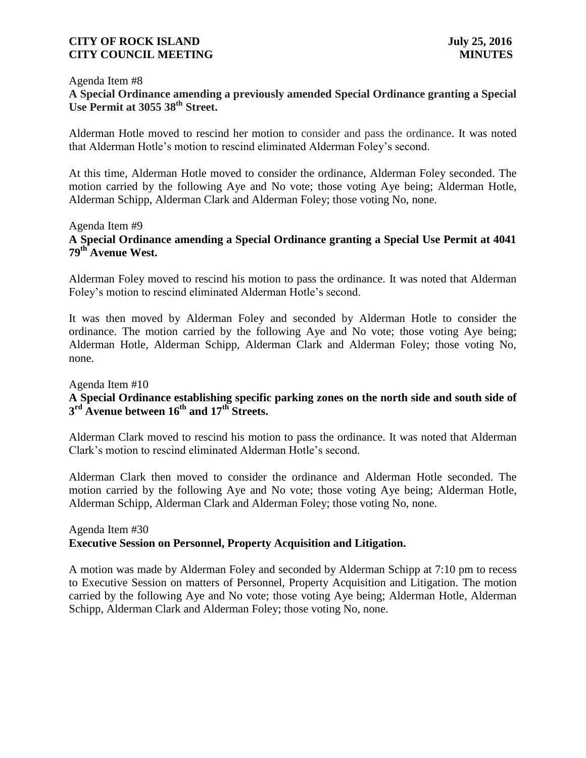Agenda Item #8

**A Special Ordinance amending a previously amended Special Ordinance granting a Special Use Permit at 3055 38th Street.**

Alderman Hotle moved to rescind her motion to consider and pass the ordinance. It was noted that Alderman Hotle's motion to rescind eliminated Alderman Foley's second.

At this time, Alderman Hotle moved to consider the ordinance, Alderman Foley seconded. The motion carried by the following Aye and No vote; those voting Aye being; Alderman Hotle, Alderman Schipp, Alderman Clark and Alderman Foley; those voting No, none.

Agenda Item #9

**A Special Ordinance amending a Special Ordinance granting a Special Use Permit at 4041 79th Avenue West.**

Alderman Foley moved to rescind his motion to pass the ordinance. It was noted that Alderman Foley's motion to rescind eliminated Alderman Hotle's second.

It was then moved by Alderman Foley and seconded by Alderman Hotle to consider the ordinance. The motion carried by the following Aye and No vote; those voting Aye being; Alderman Hotle, Alderman Schipp, Alderman Clark and Alderman Foley; those voting No, none.

Agenda Item #10

**A Special Ordinance establishing specific parking zones on the north side and south side of 3rd Avenue between 16th and 17th Streets.**

Alderman Clark moved to rescind his motion to pass the ordinance. It was noted that Alderman Clark's motion to rescind eliminated Alderman Hotle's second.

Alderman Clark then moved to consider the ordinance and Alderman Hotle seconded. The motion carried by the following Aye and No vote; those voting Aye being; Alderman Hotle, Alderman Schipp, Alderman Clark and Alderman Foley; those voting No, none.

Agenda Item #30

**Executive Session on Personnel, Property Acquisition and Litigation.**

A motion was made by Alderman Foley and seconded by Alderman Schipp at 7:10 pm to recess to Executive Session on matters of Personnel, Property Acquisition and Litigation. The motion carried by the following Aye and No vote; those voting Aye being; Alderman Hotle, Alderman Schipp, Alderman Clark and Alderman Foley; those voting No, none.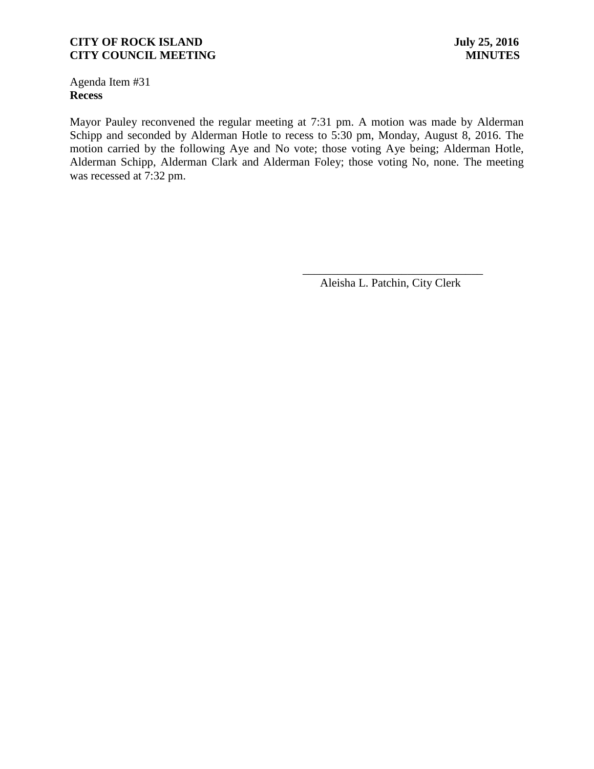Agenda Item #31
**Recess**

Mayor Pauley reconvened the regular meeting at 7:31 pm. A motion was made by Alderman Schipp and seconded by Alderman Hotle to recess to 5:30 pm, Monday, August 8, 2016. The motion carried by the following Aye and No vote; those voting Aye being; Alderman Hotle, Alderman Schipp, Alderman Clark and Alderman Foley; those voting No, none. The meeting was recessed at 7:32 pm.

_______________________________
Aleisha L. Patchin, City Clerk